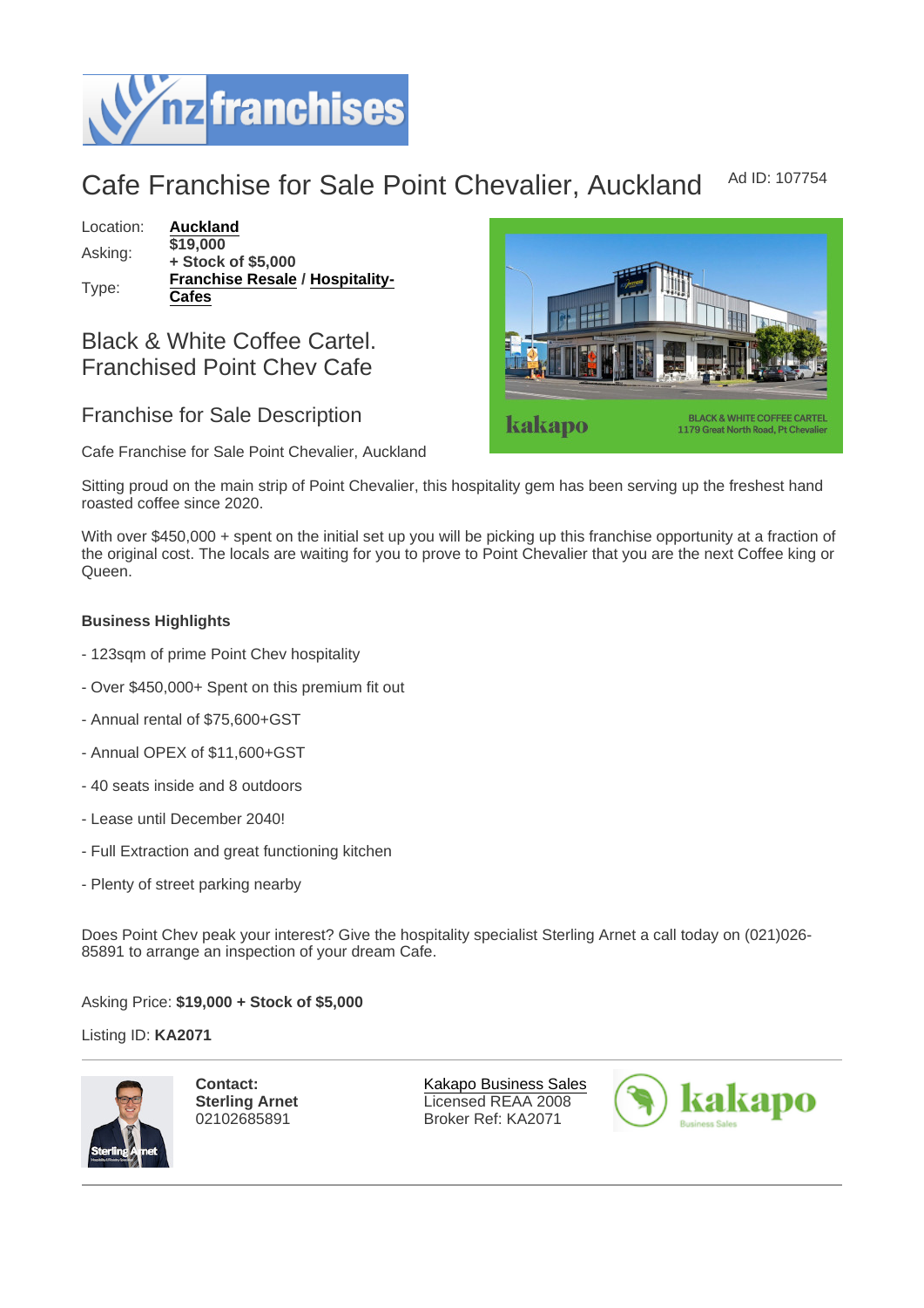# Cafe Franchise for Sale Point Chevalier, Auckland

Ad ID: 107754

| | |
|---|---|
| Location: | **Auckland** |
| Asking: | **$19,000 + Stock of $5,000** |
| Type: | **Franchise Resale / Hospitality-Cafes** |

## Black & White Coffee Cartel. Franchised Point Chev Cafe

## Franchise for Sale Description

Cafe Franchise for Sale Point Chevalier, Auckland

Sitting proud on the main strip of Point Chevalier, this hospitality gem has been serving up the freshest hand roasted coffee since 2020.

With over $450,000 + spent on the initial set up you will be picking up this franchise opportunity at a fraction of the original cost. The locals are waiting for you to prove to Point Chevalier that you are the next Coffee king or Queen.

**Business Highlights**

- 123sqm of prime Point Chev hospitality
- Over $450,000+ Spent on this premium fit out
- Annual rental of $75,600+GST
- Annual OPEX of $11,600+GST
- 40 seats inside and 8 outdoors
- Lease until December 2040!
- Full Extraction and great functioning kitchen
- Plenty of street parking nearby

Does Point Chev peak your interest? Give the hospitality specialist Sterling Arnet a call today on (021)026-85891 to arrange an inspection of your dream Cafe.

Asking Price: **$19,000 + Stock of $5,000**

Listing ID: **KA2071**

**Contact:**
**Sterling Arnet**
02102685891

Kakapo Business Sales
Licensed REAA 2008
Broker Ref: KA2071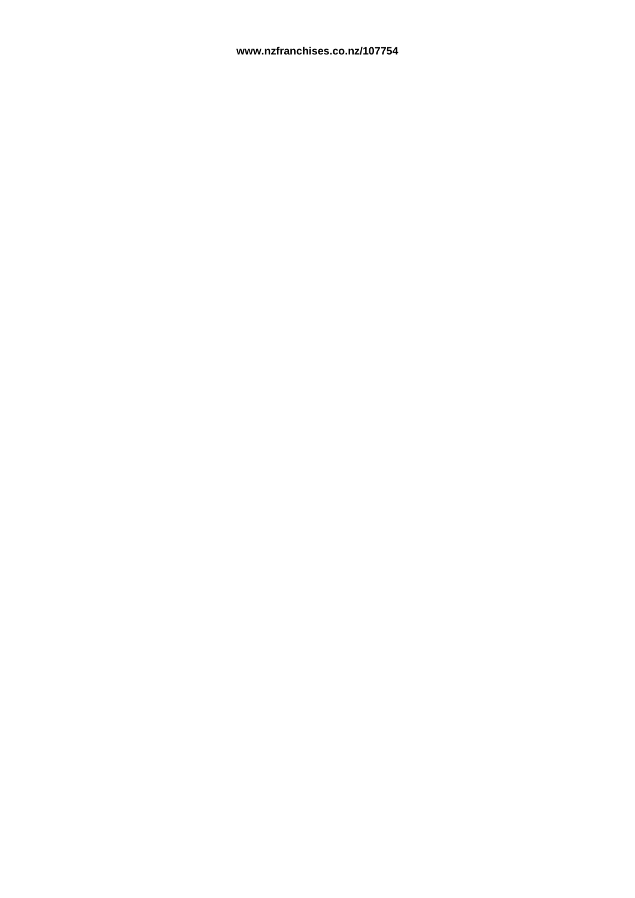www.nzfranchises.co.nz/107754